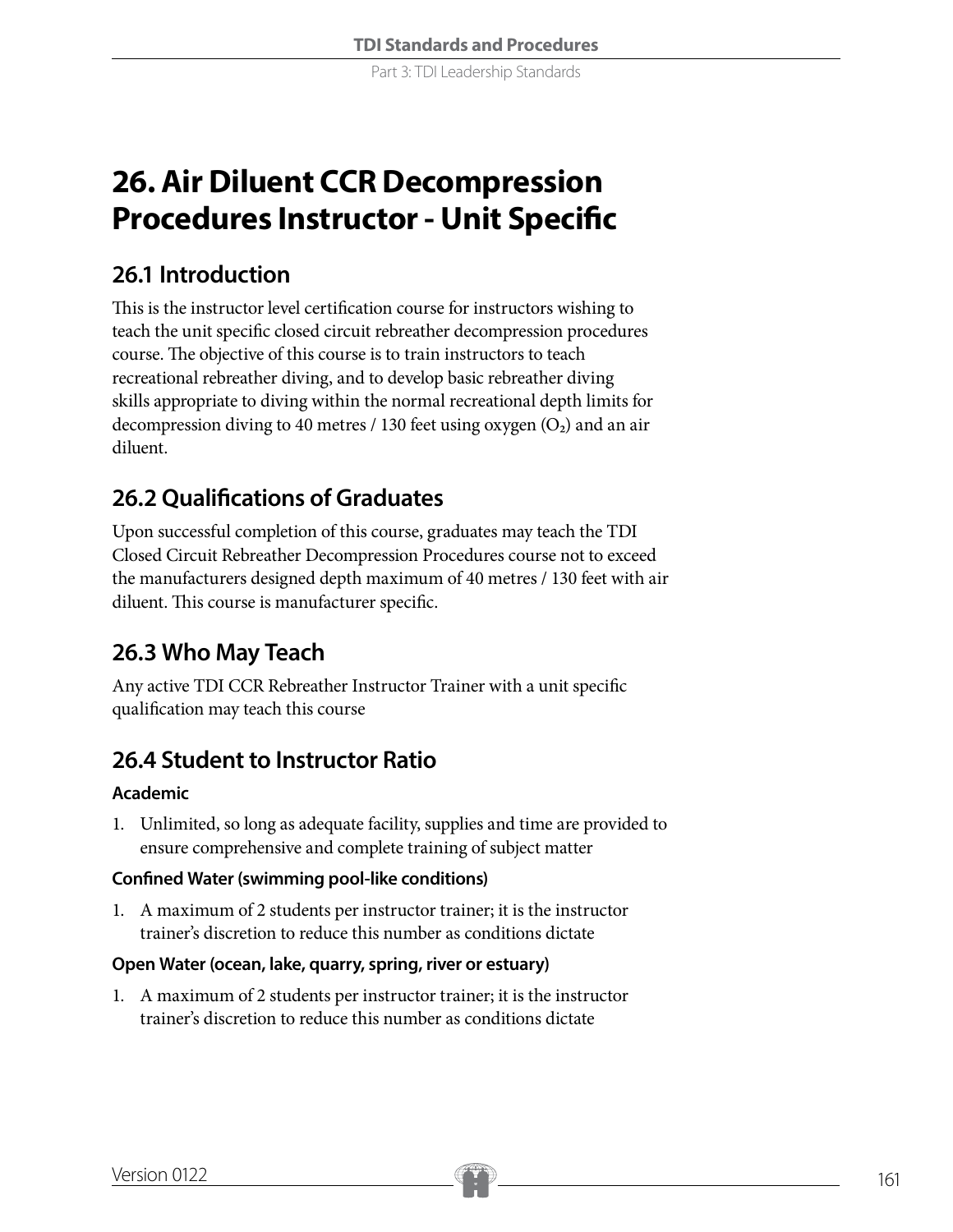# 26. Air Diluent CCR Decompression Procedures Instructor - Unit Specific

## 26.1 Introduction

This is the instructor level certification course for instructors wishing to teach the unit specific closed circuit rebreather decompression procedures course. The objective of this course is to train instructors to teach recreational rebreather diving, and to develop basic rebreather diving skills appropriate to diving within the normal recreational depth limits for decompression diving to 40 metres / 130 feet using oxygen ($O_2$) and an air diluent.

## 26.2 Qualifications of Graduates

Upon successful completion of this course, graduates may teach the TDI Closed Circuit Rebreather Decompression Procedures course not to exceed the manufacturers designed depth maximum of 40 metres / 130 feet with air diluent. This course is manufacturer specific.

## 26.3 Who May Teach

Any active TDI CCR Rebreather Instructor Trainer with a unit specific qualification may teach this course

## 26.4 Student to Instructor Ratio

### Academic

1. Unlimited, so long as adequate facility, supplies and time are provided to ensure comprehensive and complete training of subject matter

### Confined Water (swimming pool-like conditions)

1. A maximum of 2 students per instructor trainer; it is the instructor trainer's discretion to reduce this number as conditions dictate

### Open Water (ocean, lake, quarry, spring, river or estuary)

1. A maximum of 2 students per instructor trainer; it is the instructor trainer's discretion to reduce this number as conditions dictate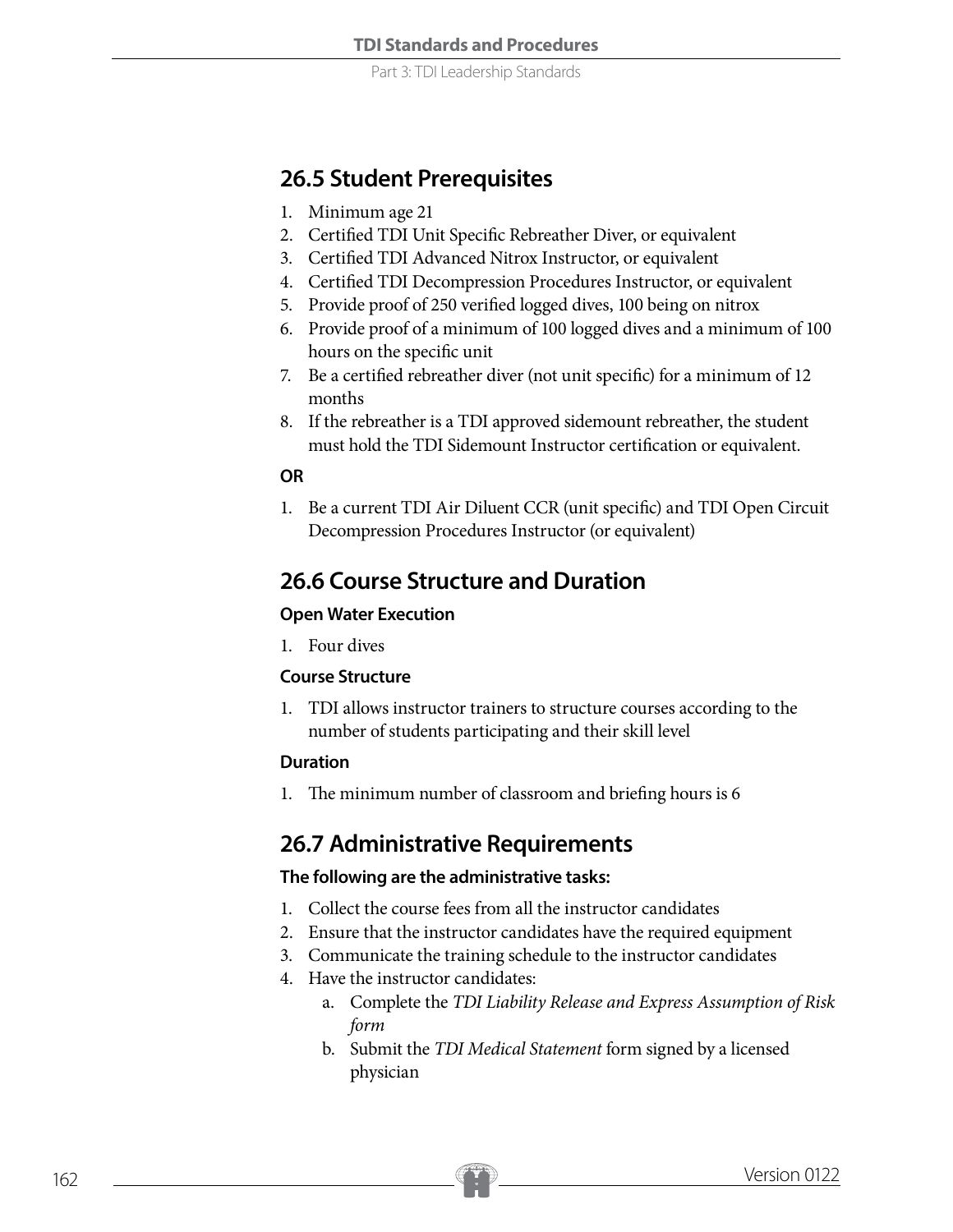## 26.5 Student Prerequisites

1. Minimum age 21
2. Certified TDI Unit Specific Rebreather Diver, or equivalent
3. Certified TDI Advanced Nitrox Instructor, or equivalent
4. Certified TDI Decompression Procedures Instructor, or equivalent
5. Provide proof of 250 verified logged dives, 100 being on nitrox
6. Provide proof of a minimum of 100 logged dives and a minimum of 100 hours on the specific unit
7. Be a certified rebreather diver (not unit specific) for a minimum of 12 months
8. If the rebreather is a TDI approved sidemount rebreather, the student must hold the TDI Sidemount Instructor certification or equivalent.

**OR**

1. Be a current TDI Air Diluent CCR (unit specific) and TDI Open Circuit Decompression Procedures Instructor (or equivalent)

## 26.6 Course Structure and Duration

**Open Water Execution**

1. Four dives

**Course Structure**

1. TDI allows instructor trainers to structure courses according to the number of students participating and their skill level

**Duration**

1. The minimum number of classroom and briefing hours is 6

## 26.7 Administrative Requirements

**The following are the administrative tasks:**

1. Collect the course fees from all the instructor candidates
2. Ensure that the instructor candidates have the required equipment
3. Communicate the training schedule to the instructor candidates
4. Have the instructor candidates:
    a. Complete the *TDI Liability Release and Express Assumption of Risk form*
    b. Submit the *TDI Medical Statement* form signed by a licensed physician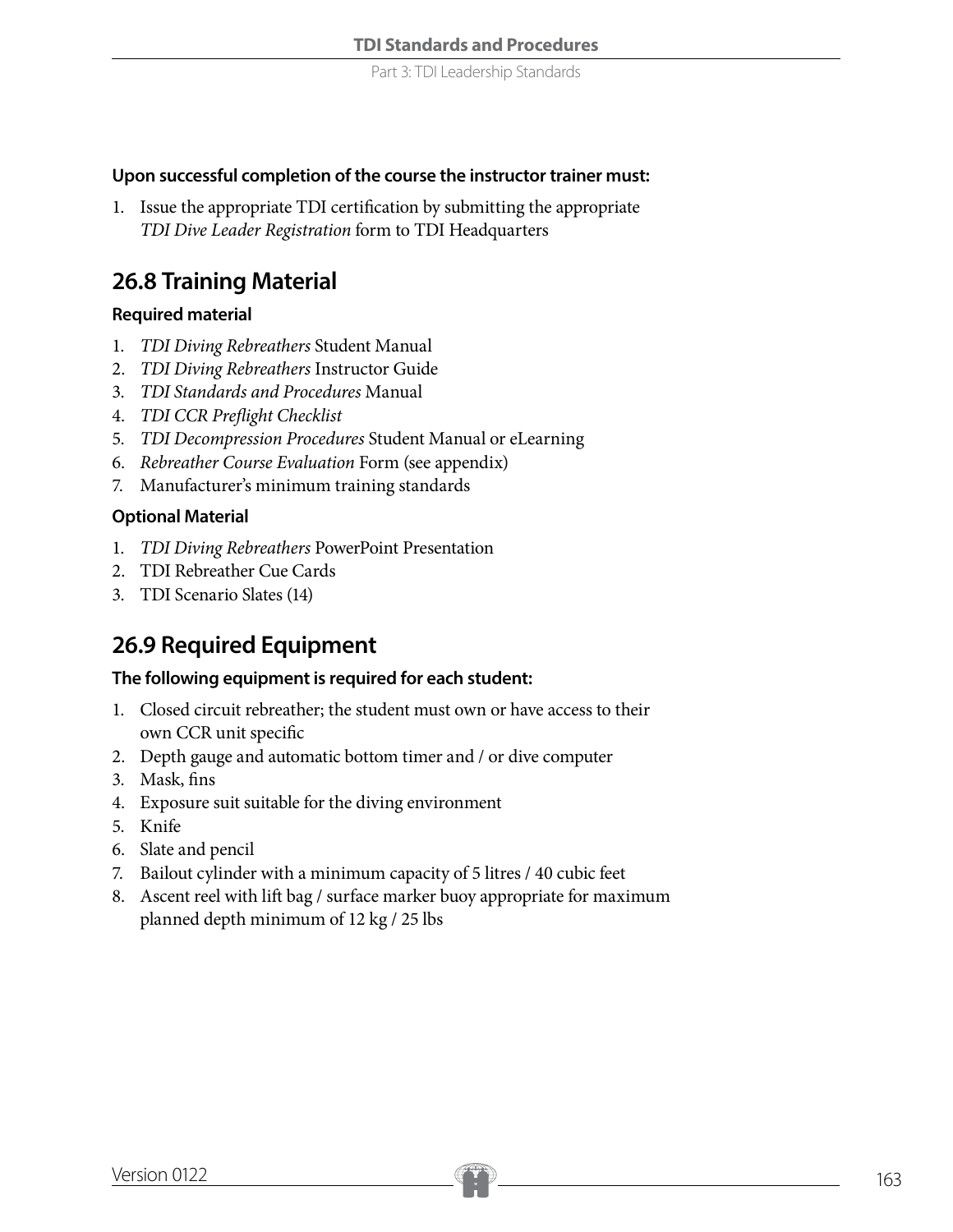**Upon successful completion of the course the instructor trainer must:**

1. Issue the appropriate TDI certification by submitting the appropriate *TDI Dive Leader Registration* form to TDI Headquarters

## 26.8 Training Material

**Required material**

1. *TDI Diving Rebreathers* Student Manual
2. *TDI Diving Rebreathers* Instructor Guide
3. *TDI Standards and Procedures* Manual
4. *TDI CCR Preflight Checklist*
5. *TDI Decompression Procedures* Student Manual or eLearning
6. *Rebreather Course Evaluation* Form (see appendix)
7. Manufacturer's minimum training standards

**Optional Material**

1. *TDI Diving Rebreathers* PowerPoint Presentation
2. TDI Rebreather Cue Cards
3. TDI Scenario Slates (14)

## 26.9 Required Equipment

**The following equipment is required for each student:**

1. Closed circuit rebreather; the student must own or have access to their own CCR unit specific
2. Depth gauge and automatic bottom timer and / or dive computer
3. Mask, fins
4. Exposure suit suitable for the diving environment
5. Knife
6. Slate and pencil
7. Bailout cylinder with a minimum capacity of 5 litres / 40 cubic feet
8. Ascent reel with lift bag / surface marker buoy appropriate for maximum planned depth minimum of 12 kg / 25 lbs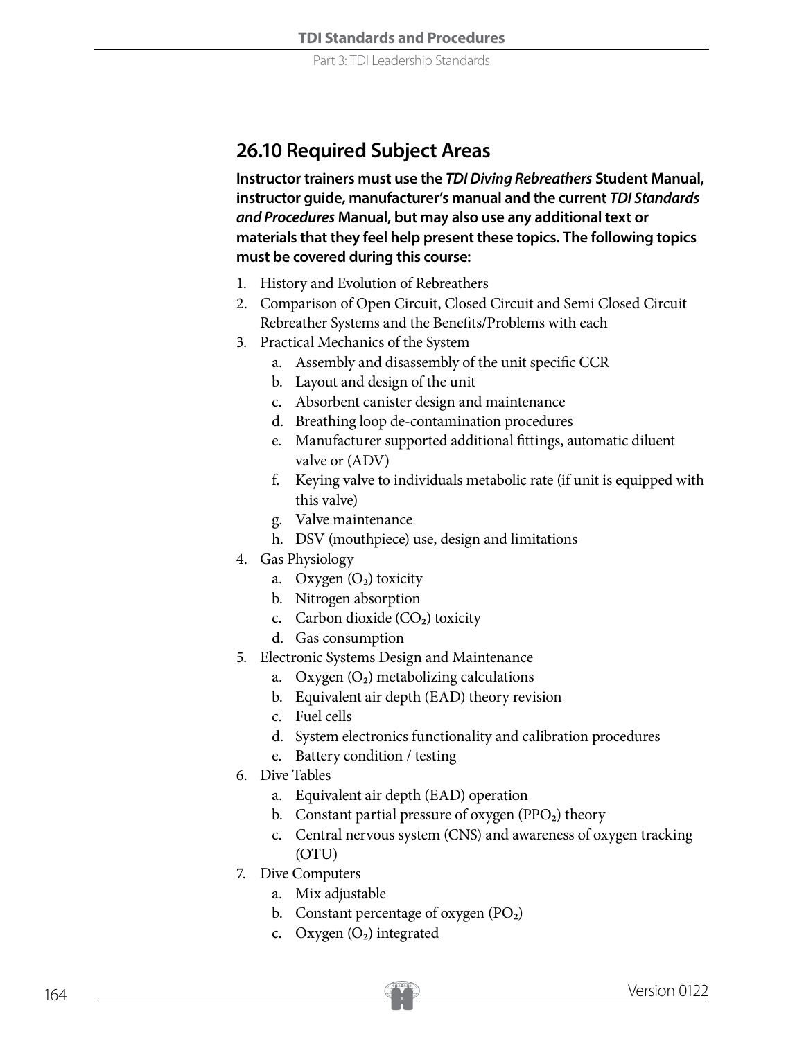## 26.10 Required Subject Areas

**Instructor trainers must use the *TDI Diving Rebreathers* Student Manual, instructor guide, manufacturer's manual and the current *TDI Standards and Procedures* Manual, but may also use any additional text or materials that they feel help present these topics. The following topics must be covered during this course:**

1. History and Evolution of Rebreathers
2. Comparison of Open Circuit, Closed Circuit and Semi Closed Circuit Rebreather Systems and the Benefits/Problems with each
3. Practical Mechanics of the System
    a. Assembly and disassembly of the unit specific CCR
    b. Layout and design of the unit
    c. Absorbent canister design and maintenance
    d. Breathing loop de-contamination procedures
    e. Manufacturer supported additional fittings, automatic diluent valve or (ADV)
    f. Keying valve to individuals metabolic rate (if unit is equipped with this valve)
    g. Valve maintenance
    h. DSV (mouthpiece) use, design and limitations
4. Gas Physiology
    a. Oxygen ($O_2$) toxicity
    b. Nitrogen absorption
    c. Carbon dioxide ($CO_2$) toxicity
    d. Gas consumption
5. Electronic Systems Design and Maintenance
    a. Oxygen ($O_2$) metabolizing calculations
    b. Equivalent air depth (EAD) theory revision
    c. Fuel cells
    d. System electronics functionality and calibration procedures
    e. Battery condition / testing
6. Dive Tables
    a. Equivalent air depth (EAD) operation
    b. Constant partial pressure of oxygen ($PPO_2$) theory
    c. Central nervous system (CNS) and awareness of oxygen tracking (OTU)
7. Dive Computers
    a. Mix adjustable
    b. Constant percentage of oxygen ($PO_2$)
    c. Oxygen ($O_2$) integrated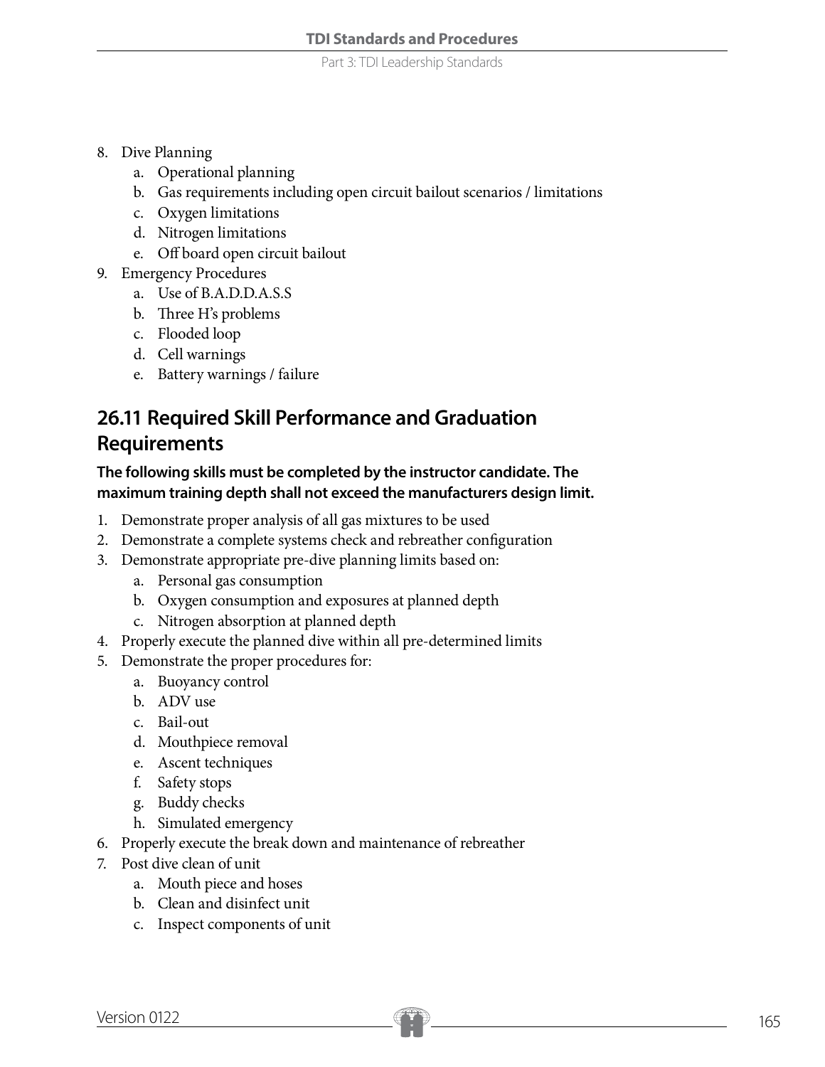8. Dive Planning
    a. Operational planning
    b. Gas requirements including open circuit bailout scenarios / limitations
    c. Oxygen limitations
    d. Nitrogen limitations
    e. Off board open circuit bailout
9. Emergency Procedures
    a. Use of B.A.D.D.A.S.S
    b. Three H's problems
    c. Flooded loop
    d. Cell warnings
    e. Battery warnings / failure

## 26.11 Required Skill Performance and Graduation Requirements

**The following skills must be completed by the instructor candidate. The maximum training depth shall not exceed the manufacturers design limit.**

1. Demonstrate proper analysis of all gas mixtures to be used
2. Demonstrate a complete systems check and rebreather configuration
3. Demonstrate appropriate pre-dive planning limits based on:
    a. Personal gas consumption
    b. Oxygen consumption and exposures at planned depth
    c. Nitrogen absorption at planned depth
4. Properly execute the planned dive within all pre-determined limits
5. Demonstrate the proper procedures for:
    a. Buoyancy control
    b. ADV use
    c. Bail-out
    d. Mouthpiece removal
    e. Ascent techniques
    f. Safety stops
    g. Buddy checks
    h. Simulated emergency
6. Properly execute the break down and maintenance of rebreather
7. Post dive clean of unit
    a. Mouth piece and hoses
    b. Clean and disinfect unit
    c. Inspect components of unit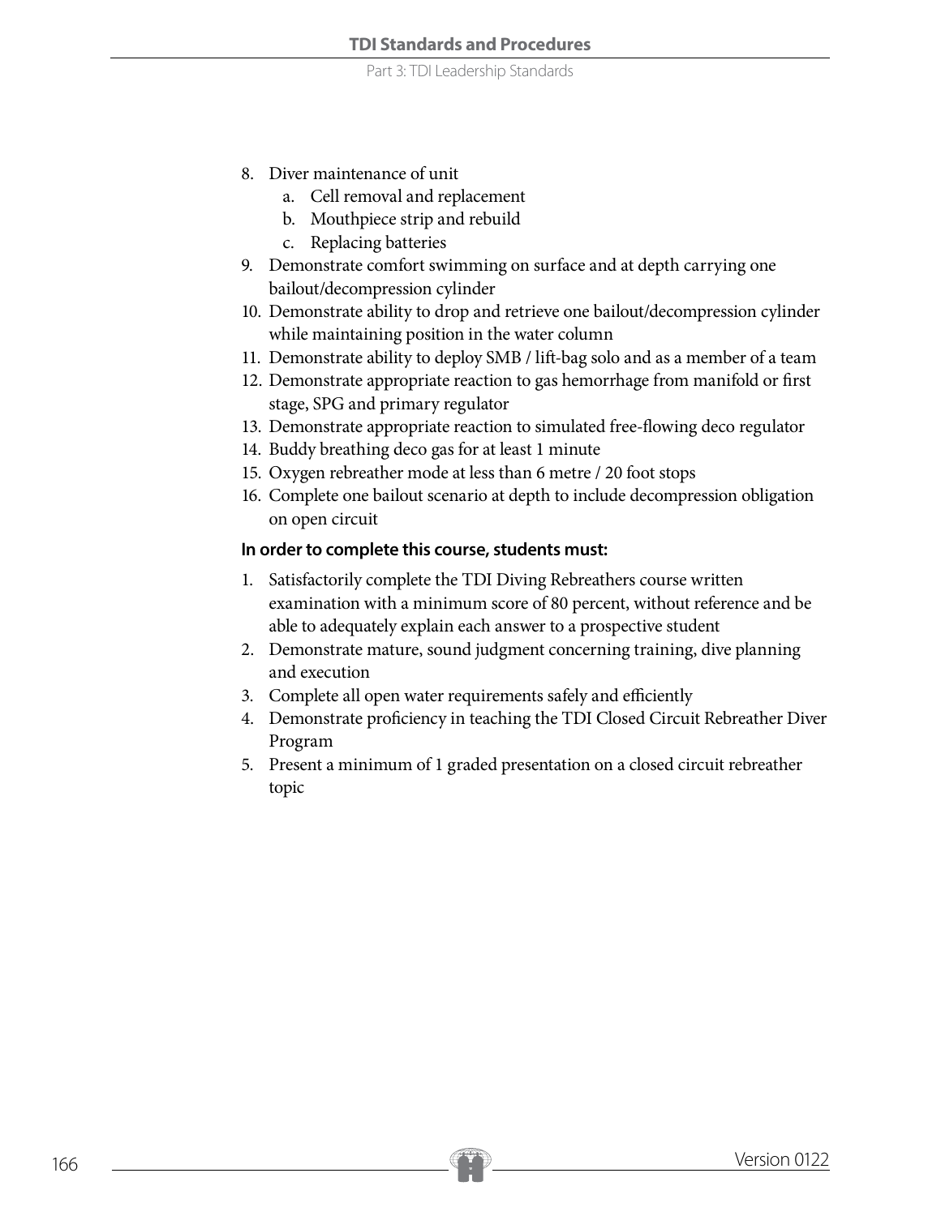8. Diver maintenance of unit
    a. Cell removal and replacement
    b. Mouthpiece strip and rebuild
    c. Replacing batteries
9. Demonstrate comfort swimming on surface and at depth carrying one bailout/decompression cylinder
10. Demonstrate ability to drop and retrieve one bailout/decompression cylinder while maintaining position in the water column
11. Demonstrate ability to deploy SMB / lift-bag solo and as a member of a team
12. Demonstrate appropriate reaction to gas hemorrhage from manifold or first stage, SPG and primary regulator
13. Demonstrate appropriate reaction to simulated free-flowing deco regulator
14. Buddy breathing deco gas for at least 1 minute
15. Oxygen rebreather mode at less than 6 metre / 20 foot stops
16. Complete one bailout scenario at depth to include decompression obligation on open circuit

**In order to complete this course, students must:**

1. Satisfactorily complete the TDI Diving Rebreathers course written examination with a minimum score of 80 percent, without reference and be able to adequately explain each answer to a prospective student
2. Demonstrate mature, sound judgment concerning training, dive planning and execution
3. Complete all open water requirements safely and efficiently
4. Demonstrate proficiency in teaching the TDI Closed Circuit Rebreather Diver Program
5. Present a minimum of 1 graded presentation on a closed circuit rebreather topic